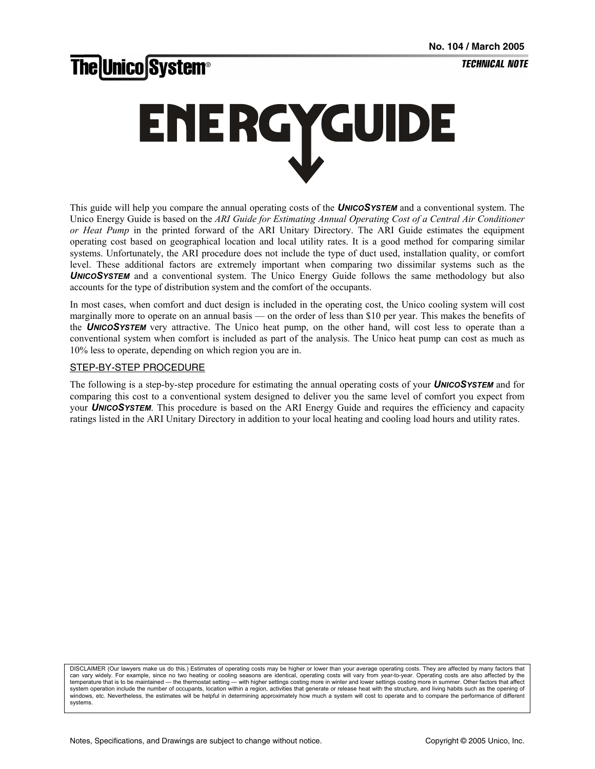No. 104 / March 2005

The Unico System®

TECHNICAL NOTE

# ENERGYGUIDE

This guide will help you compare the annual operating costs of the ***UNICOSYSTEM*** and a conventional system. The Unico Energy Guide is based on the *ARI Guide for Estimating Annual Operating Cost of a Central Air Conditioner or Heat Pump* in the printed forward of the ARI Unitary Directory. The ARI Guide estimates the equipment operating cost based on geographical location and local utility rates. It is a good method for comparing similar systems. Unfortunately, the ARI procedure does not include the type of duct used, installation quality, or comfort level. These additional factors are extremely important when comparing two dissimilar systems such as the ***UNICOSYSTEM*** and a conventional system. The Unico Energy Guide follows the same methodology but also accounts for the type of distribution system and the comfort of the occupants.

In most cases, when comfort and duct design is included in the operating cost, the Unico cooling system will cost marginally more to operate on an annual basis — on the order of less than $10 per year. This makes the benefits of the ***UNICOSYSTEM*** very attractive. The Unico heat pump, on the other hand, will cost less to operate than a conventional system when comfort is included as part of the analysis. The Unico heat pump can cost as much as 10% less to operate, depending on which region you are in.

## STEP-BY-STEP PROCEDURE

The following is a step-by-step procedure for estimating the annual operating costs of your ***UNICOSYSTEM*** and for comparing this cost to a conventional system designed to deliver you the same level of comfort you expect from your ***UNICOSYSTEM***. This procedure is based on the ARI Energy Guide and requires the efficiency and capacity ratings listed in the ARI Unitary Directory in addition to your local heating and cooling load hours and utility rates.

DISCLAIMER (Our lawyers make us do this.) Estimates of operating costs may be higher or lower than your average operating costs. They are affected by many factors that can vary widely. For example, since no two heating or cooling seasons are identical, operating costs will vary from year-to-year. Operating costs are also affected by the temperature that is to be maintained — the thermostat setting — with higher settings costing more in winter and lower settings costing more in summer. Other factors that affect system operation include the number of occupants, location within a region, activities that generate or release heat with the structure, and living habits such as the opening of windows, etc. Nevertheless, the estimates will be helpful in determining approximately how much a system will cost to operate and to compare the performance of different systems.

Notes, Specifications, and Drawings are subject to change without notice. Copyright © 2005 Unico, Inc.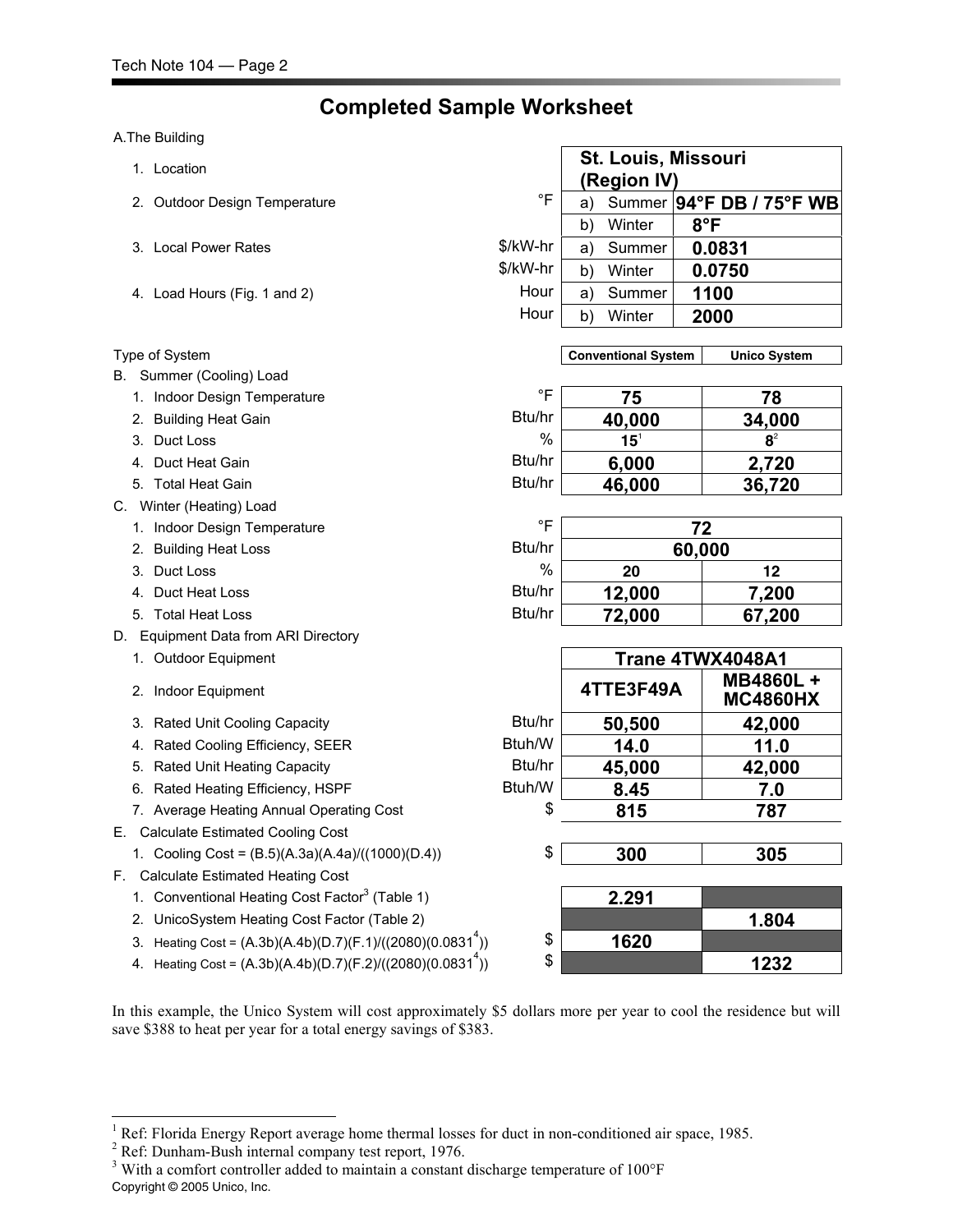# Completed Sample Worksheet

| | Units | | Conventional System | Unico System |
|---|---|---|---|---|
| **A. The Building** | | | | |
| 1. Location | | | **St. Louis, Missouri (Region IV)** | |
| 2. Outdoor Design Temperature | °F | a) Summer | **94°F DB / 75°F WB** | |
| | | b) Winter | **8°F** | |
| 3. Local Power Rates | $/kW-hr | a) Summer | **0.0831** | |
| | $/kW-hr | b) Winter | **0.0750** | |
| 4. Load Hours (Fig. 1 and 2) | Hour | a) Summer | **1100** | |
| | Hour | b) Winter | **2000** | |
| **Type of System** | | | **Conventional System** | **Unico System** |
| **B. Summer (Cooling) Load** | | | | |
| 1. Indoor Design Temperature | °F | | **75** | **78** |
| 2. Building Heat Gain | Btu/hr | | **40,000** | **34,000** |
| 3. Duct Loss | % | | **15**[1] | **8**[2] |
| 4. Duct Heat Gain | Btu/hr | | **6,000** | **2,720** |
| 5. Total Heat Gain | Btu/hr | | **46,000** | **36,720** |
| **C. Winter (Heating) Load** | | | | |
| 1. Indoor Design Temperature | °F | | **72** | |
| 2. Building Heat Loss | Btu/hr | | **60,000** | |
| 3. Duct Loss | % | | **20** | **12** |
| 4. Duct Heat Loss | Btu/hr | | **12,000** | **7,200** |
| 5. Total Heat Loss | Btu/hr | | **72,000** | **67,200** |
| **D. Equipment Data from ARI Directory** | | | | |
| 1. Outdoor Equipment | | | **Trane 4TWX4048A1** | |
| 2. Indoor Equipment | | | **4TTE3F49A** | **MB4860L + MC4860HX** |
| 3. Rated Unit Cooling Capacity | Btu/hr | | **50,500** | **42,000** |
| 4. Rated Cooling Efficiency, SEER | Btuh/W | | **14.0** | **11.0** |
| 5. Rated Unit Heating Capacity | Btu/hr | | **45,000** | **42,000** |
| 6. Rated Heating Efficiency, HSPF | Btuh/W | | **8.45** | **7.0** |
| 7. Average Heating Annual Operating Cost | $ | | **815** | **787** |
| **E. Calculate Estimated Cooling Cost** | | | | |
| 1. Cooling Cost = (B.5)(A.3a)(A.4a)/((1000)(D.4)) | $ | | **300** | **305** |
| **F. Calculate Estimated Heating Cost** | | | | |
| 1. Conventional Heating Cost Factor[3] (Table 1) | | | **2.291** | |
| 2. UnicoSystem Heating Cost Factor (Table 2) | | | | **1.804** |
| 3. Heating Cost = $(A.3b)(A.4b)(D.7)(F.1)/((2080)(0.0831^4))$ | $ | | **1620** | |
| 4. Heating Cost = $(A.3b)(A.4b)(D.7)(F.2)/((2080)(0.0831^4))$ | $ | | | **1232** |

In this example, the Unico System will cost approximately $5 dollars more per year to cool the residence but will save $388 to heat per year for a total energy savings of $383.

[1] Ref: Florida Energy Report average home thermal losses for duct in non-conditioned air space, 1985.

[2] Ref: Dunham-Bush internal company test report, 1976.

[3] With a comfort controller added to maintain a constant discharge temperature of 100°F

Copyright © 2005 Unico, Inc.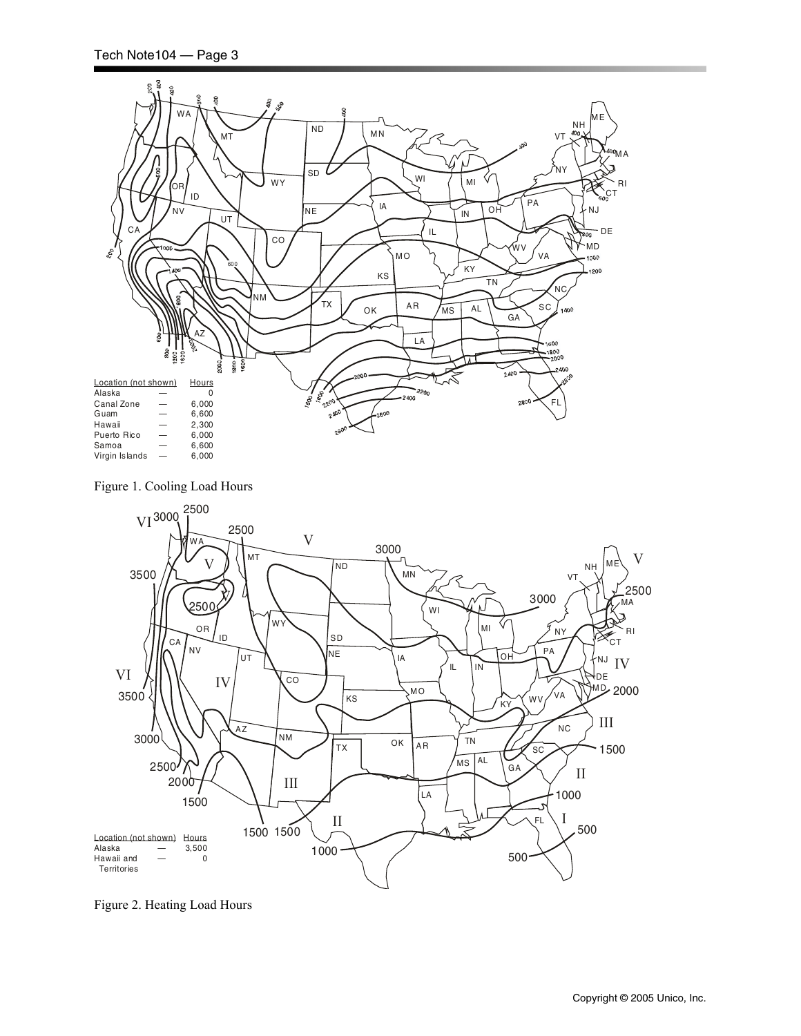| Location (not shown) | | Hours |
| --- | --- | --- |
| Alaska | — | 0 |
| Canal Zone | — | 6,000 |
| Guam | — | 6,600 |
| Hawaii | — | 2,300 |
| Puerto Rico | — | 6,000 |
| Samoa | — | 6,600 |
| Virgin Islands | — | 6,000 |

Figure 1. Cooling Load Hours

| Location (not shown) | | Hours |
| --- | --- | --- |
| Alaska | — | 3,500 |
| Hawaii and Territories | — | 0 |

Figure 2. Heating Load Hours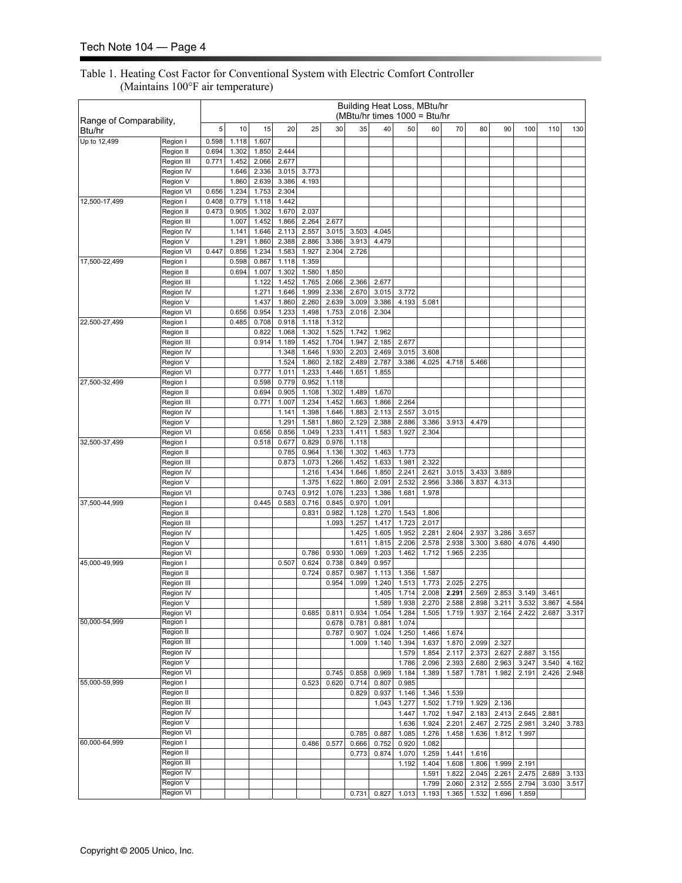Table 1. Heating Cost Factor for Conventional System with Electric Comfort Controller (Maintains 100°F air temperature)

| Range of Comparability, Btu/hr | | Building Heat Loss, MBtu/hr (MBtu/hr times 1000 = Btu/hr | | | | | | | | | | | | | | | |
|---|---|---|---|---|---|---|---|---|---|---|---|---|---|---|---|---|---|
| | | 5 | 10 | 15 | 20 | 25 | 30 | 35 | 40 | 50 | 60 | 70 | 80 | 90 | 100 | 110 | 130 |
| Up to 12,499 | Region I | 0.598 | 1.118 | 1.607 | | | | | | | | | | | | | |
| | Region II | 0.694 | 1.302 | 1.850 | 2.444 | | | | | | | | | | | | |
| | Region III | 0.771 | 1.452 | 2.066 | 2.677 | | | | | | | | | | | | |
| | Region IV | | 1.646 | 2.336 | 3.015 | 3.773 | | | | | | | | | | | |
| | Region V | | 1.860 | 2.639 | 3.386 | 4.193 | | | | | | | | | | | |
| | Region VI | 0.656 | 1.234 | 1.753 | 2.304 | | | | | | | | | | | | |
| 12,500-17,499 | Region I | 0.408 | 0.779 | 1.118 | 1.442 | | | | | | | | | | | | |
| | Region II | 0.473 | 0.905 | 1.302 | 1.670 | 2.037 | | | | | | | | | | | |
| | Region III | | 1.007 | 1.452 | 1.866 | 2.264 | 2.677 | | | | | | | | | | |
| | Region IV | | 1.141 | 1.646 | 2.113 | 2.557 | 3.015 | 3.503 | 4.045 | | | | | | | | |
| | Region V | | 1.291 | 1.860 | 2.388 | 2.886 | 3.386 | 3.913 | 4.479 | | | | | | | | |
| | Region VI | 0.447 | 0.856 | 1.234 | 1.583 | 1.927 | 2.304 | 2.726 | | | | | | | | | |
| 17,500-22,499 | Region I | | 0.598 | 0.867 | 1.118 | 1.359 | | | | | | | | | | | |
| | Region II | | 0.694 | 1.007 | 1.302 | 1.580 | 1.850 | | | | | | | | | | |
| | Region III | | | 1.122 | 1.452 | 1.765 | 2.066 | 2.366 | 2.677 | | | | | | | | |
| | Region IV | | | 1.271 | 1.646 | 1.999 | 2.336 | 2.670 | 3.015 | 3.772 | | | | | | | |
| | Region V | | | 1.437 | 1.860 | 2.260 | 2.639 | 3.009 | 3.386 | 4.193 | 5.081 | | | | | | |
| | Region VI | | 0.656 | 0.954 | 1.233 | 1.498 | 1.753 | 2.016 | 2.304 | | | | | | | | |
| 22,500-27,499 | Region I | | 0.485 | 0.708 | 0.918 | 1.118 | 1.312 | | | | | | | | | | |
| | Region II | | | 0.822 | 1.068 | 1.302 | 1.525 | 1.742 | 1.962 | | | | | | | | |
| | Region III | | | 0.914 | 1.189 | 1.452 | 1.704 | 1.947 | 2.185 | 2.677 | | | | | | | |
| | Region IV | | | | 1.348 | 1.646 | 1.930 | 2.203 | 2.469 | 3.015 | 3.608 | | | | | | |
| | Region V | | | | 1.524 | 1.860 | 2.182 | 2.489 | 2.787 | 3.386 | 4.025 | 4.718 | 5.466 | | | | |
| | Region VI | | | 0.777 | 1.011 | 1.233 | 1.446 | 1.651 | 1.855 | | | | | | | | |
| 27,500-32,499 | Region I | | | 0.598 | 0.779 | 0.952 | 1.118 | | | | | | | | | | |
| | Region II | | | 0.694 | 0.905 | 1.108 | 1.302 | 1.489 | 1.670 | | | | | | | | |
| | Region III | | | 0.771 | 1.007 | 1.234 | 1.452 | 1.663 | 1.866 | 2.264 | | | | | | | |
| | Region IV | | | | 1.141 | 1.398 | 1.646 | 1.883 | 2.113 | 2.557 | 3.015 | | | | | | |
| | Region V | | | | 1.291 | 1.581 | 1.860 | 2.129 | 2.388 | 2.886 | 3.386 | 3.913 | 4.479 | | | | |
| | Region VI | | | 0.656 | 0.856 | 1.049 | 1.233 | 1.411 | 1.583 | 1.927 | 2.304 | | | | | | |
| 32,500-37,499 | Region I | | | 0.518 | 0.677 | 0.829 | 0.976 | 1.118 | | | | | | | | | |
| | Region II | | | | 0.785 | 0.964 | 1.136 | 1.302 | 1.463 | 1.773 | | | | | | | |
| | Region III | | | | 0.873 | 1.073 | 1.266 | 1.452 | 1.633 | 1.981 | 2.322 | | | | | | |
| | Region IV | | | | | 1.216 | 1.434 | 1.646 | 1.850 | 2.241 | 2.621 | 3.015 | 3.433 | 3.889 | | | |
| | Region V | | | | | 1.375 | 1.622 | 1.860 | 2.091 | 2.532 | 2.956 | 3.386 | 3.837 | 4.313 | | | |
| | Region VI | | | | 0.743 | 0.912 | 1.076 | 1.233 | 1.386 | 1.681 | 1.978 | | | | | | |
| 37,500-44,999 | Region I | | | 0.445 | 0.583 | 0.716 | 0.845 | 0.970 | 1.091 | | | | | | | | |
| | Region II | | | | | 0.831 | 0.982 | 1.128 | 1.270 | 1.543 | 1.806 | | | | | | |
| | Region III | | | | | | 1.093 | 1.257 | 1.417 | 1.723 | 2.017 | | | | | | |
| | Region IV | | | | | | | 1.425 | 1.605 | 1.952 | 2.281 | 2.604 | 2.937 | 3.286 | 3.657 | | |
| | Region V | | | | | | | 1.611 | 1.815 | 2.206 | 2.578 | 2.938 | 3.300 | 3.680 | 4.076 | 4.490 | |
| | Region VI | | | | | 0.786 | 0.930 | 1.069 | 1.203 | 1.462 | 1.712 | 1.965 | 2.235 | | | | |
| 45,000-49,999 | Region I | | | | 0.507 | 0.624 | 0.738 | 0.849 | 0.957 | | | | | | | | |
| | Region II | | | | | 0.724 | 0.857 | 0.987 | 1.113 | 1.356 | 1.587 | | | | | | |
| | Region III | | | | | | 0.954 | 1.099 | 1.240 | 1.513 | 1.773 | 2.025 | 2.275 | | | | |
| | Region IV | | | | | | | | 1.405 | 1.714 | 2.008 | **2.291** | 2.569 | 2.853 | 3.149 | 3.461 | |
| | Region V | | | | | | | | 1.589 | 1.938 | 2.270 | 2.588 | 2.898 | 3.211 | 3.532 | 3.867 | 4.584 |
| | Region VI | | | | | 0.685 | 0.811 | 0.934 | 1.054 | 1.284 | 1.505 | 1.719 | 1.937 | 2.164 | 2.422 | 2.687 | 3.317 |
| 50,000-54,999 | Region I | | | | | | 0.678 | 0.781 | 0.881 | 1.074 | | | | | | | |
| | Region II | | | | | | 0.787 | 0.907 | 1.024 | 1.250 | 1.466 | 1.674 | | | | | |
| | Region III | | | | | | | 1.009 | 1.140 | 1.394 | 1.637 | 1.870 | 2.099 | 2.327 | | | |
| | Region IV | | | | | | | | | 1.579 | 1.854 | 2.117 | 2.373 | 2.627 | 2.887 | 3.155 | |
| | Region V | | | | | | | | | 1.786 | 2.096 | 2.393 | 2.680 | 2.963 | 3.247 | 3.540 | 4.162 |
| | Region VI | | | | | | 0.745 | 0.858 | 0.969 | 1.184 | 1.389 | 1.587 | 1.781 | 1.982 | 2.191 | 2.426 | 2.948 |
| 55,000-59,999 | Region I | | | | | 0.523 | 0.620 | 0.714 | 0.807 | 0.985 | | | | | | | |
| | Region II | | | | | | | 0.829 | 0.937 | 1.146 | 1.346 | 1.539 | | | | | |
| | Region III | | | | | | | | 1.043 | 1.277 | 1.502 | 1.719 | 1.929 | 2.136 | | | |
| | Region IV | | | | | | | | | 1.447 | 1.702 | 1.947 | 2.183 | 2.413 | 2.645 | 2.881 | |
| | Region V | | | | | | | | | 1.636 | 1.924 | 2.201 | 2.467 | 2.725 | 2.981 | 3.240 | 3.783 |
| | Region VI | | | | | | | 0.785 | 0.887 | 1.085 | 1.276 | 1.458 | 1.636 | 1.812 | 1.997 | | |
| 60,000-64,999 | Region I | | | | | 0.486 | 0.577 | 0.666 | 0.752 | 0.920 | 1.082 | | | | | | |
| | Region II | | | | | | | 0.773 | 0.874 | 1.070 | 1.259 | 1.441 | 1.616 | | | | |
| | Region III | | | | | | | | | 1.192 | 1.404 | 1.608 | 1.806 | 1.999 | 2.191 | | |
| | Region IV | | | | | | | | | | 1.591 | 1.822 | 2.045 | 2.261 | 2.475 | 2.689 | 3.133 |
| | Region V | | | | | | | | | | 1.799 | 2.060 | 2.312 | 2.555 | 2.794 | 3.030 | 3.517 |
| | Region VI | | | | | | | 0.731 | 0.827 | 1.013 | 1.193 | 1.365 | 1.532 | 1.696 | 1.859 | | |

Copyright © 2005 Unico, Inc.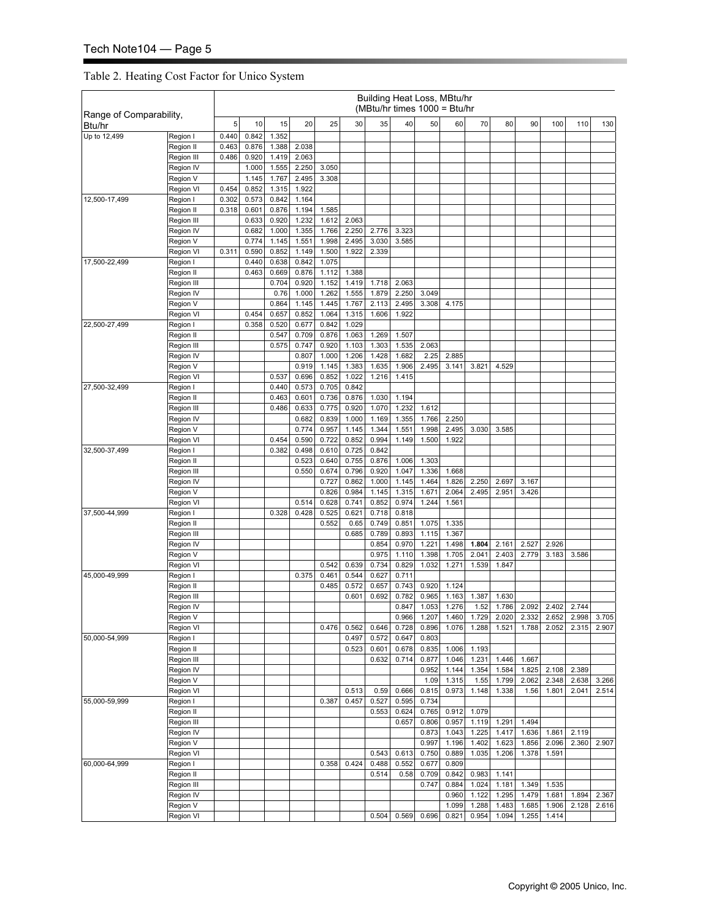Table 2. Heating Cost Factor for Unico System

| Range of Comparability, Btu/hr | | Building Heat Loss, MBtu/hr (MBtu/hr times 1000 = Btu/hr) | | | | | | | | | | | | | | | |
|---|---|---|---|---|---|---|---|---|---|---|---|---|---|---|---|---|---|
| | | 5 | 10 | 15 | 20 | 25 | 30 | 35 | 40 | 50 | 60 | 70 | 80 | 90 | 100 | 110 | 130 |
| Up to 12,499 | Region I | 0.440 | 0.842 | 1.352 | | | | | | | | | | | | | |
| | Region II | 0.463 | 0.876 | 1.388 | 2.038 | | | | | | | | | | | | |
| | Region III | 0.486 | 0.920 | 1.419 | 2.063 | | | | | | | | | | | | |
| | Region IV | | 1.000 | 1.555 | 2.250 | 3.050 | | | | | | | | | | | |
| | Region V | | 1.145 | 1.767 | 2.495 | 3.308 | | | | | | | | | | | |
| | Region VI | 0.454 | 0.852 | 1.315 | 1.922 | | | | | | | | | | | | |
| 12,500-17,499 | Region I | 0.302 | 0.573 | 0.842 | 1.164 | | | | | | | | | | | | |
| | Region II | 0.318 | 0.601 | 0.876 | 1.194 | 1.585 | | | | | | | | | | | |
| | Region III | | 0.633 | 0.920 | 1.232 | 1.612 | 2.063 | | | | | | | | | | |
| | Region IV | | 0.682 | 1.000 | 1.355 | 1.766 | 2.250 | 2.776 | 3.323 | | | | | | | | |
| | Region V | | 0.774 | 1.145 | 1.551 | 1.998 | 2.495 | 3.030 | 3.585 | | | | | | | | |
| | Region VI | 0.311 | 0.590 | 0.852 | 1.149 | 1.500 | 1.922 | 2.339 | | | | | | | | | |
| 17,500-22,499 | Region I | | 0.440 | 0.638 | 0.842 | 1.075 | | | | | | | | | | | |
| | Region II | | 0.463 | 0.669 | 0.876 | 1.112 | 1.388 | | | | | | | | | | |
| | Region III | | | 0.704 | 0.920 | 1.152 | 1.419 | 1.718 | 2.063 | | | | | | | | |
| | Region IV | | | 0.76 | 1.000 | 1.262 | 1.555 | 1.879 | 2.250 | 3.049 | | | | | | | |
| | Region V | | | 0.864 | 1.145 | 1.445 | 1.767 | 2.113 | 2.495 | 3.308 | 4.175 | | | | | | |
| | Region VI | | 0.454 | 0.657 | 0.852 | 1.064 | 1.315 | 1.606 | 1.922 | | | | | | | | |
| 22,500-27,499 | Region I | | 0.358 | 0.520 | 0.677 | 0.842 | 1.029 | | | | | | | | | | |
| | Region II | | | 0.547 | 0.709 | 0.876 | 1.063 | 1.269 | 1.507 | | | | | | | | |
| | Region III | | | 0.575 | 0.747 | 0.920 | 1.103 | 1.303 | 1.535 | 2.063 | | | | | | | |
| | Region IV | | | | 0.807 | 1.000 | 1.206 | 1.428 | 1.682 | 2.25 | 2.885 | | | | | | |
| | Region V | | | | 0.919 | 1.145 | 1.383 | 1.635 | 1.906 | 2.495 | 3.141 | 3.821 | 4.529 | | | | |
| | Region VI | | | 0.537 | 0.696 | 0.852 | 1.022 | 1.216 | 1.415 | | | | | | | | |
| 27,500-32,499 | Region I | | | 0.440 | 0.573 | 0.705 | 0.842 | | | | | | | | | | |
| | Region II | | | 0.463 | 0.601 | 0.736 | 0.876 | 1.030 | 1.194 | | | | | | | | |
| | Region III | | | 0.486 | 0.633 | 0.775 | 0.920 | 1.070 | 1.232 | 1.612 | | | | | | | |
| | Region IV | | | | 0.682 | 0.839 | 1.000 | 1.169 | 1.355 | 1.766 | 2.250 | | | | | | |
| | Region V | | | | 0.774 | 0.957 | 1.145 | 1.344 | 1.551 | 1.998 | 2.495 | 3.030 | 3.585 | | | | |
| | Region VI | | | 0.454 | 0.590 | 0.722 | 0.852 | 0.994 | 1.149 | 1.500 | 1.922 | | | | | | |
| 32,500-37,499 | Region I | | | 0.382 | 0.498 | 0.610 | 0.725 | 0.842 | | | | | | | | | |
| | Region II | | | | 0.523 | 0.640 | 0.755 | 0.876 | 1.006 | 1.303 | | | | | | | |
| | Region III | | | | 0.550 | 0.674 | 0.796 | 0.920 | 1.047 | 1.336 | 1.668 | | | | | | |
| | Region IV | | | | | 0.727 | 0.862 | 1.000 | 1.145 | 1.464 | 1.826 | 2.250 | 2.697 | 3.167 | | | |
| | Region V | | | | | 0.826 | 0.984 | 1.145 | 1.315 | 1.671 | 2.064 | 2.495 | 2.951 | 3.426 | | | |
| | Region VI | | | | 0.514 | 0.628 | 0.741 | 0.852 | 0.974 | 1.244 | 1.561 | | | | | | |
| 37,500-44,999 | Region I | | | 0.328 | 0.428 | 0.525 | 0.621 | 0.718 | 0.818 | | | | | | | | |
| | Region II | | | | | 0.552 | 0.65 | 0.749 | 0.851 | 1.075 | 1.335 | | | | | | |
| | Region III | | | | | | 0.685 | 0.789 | 0.893 | 1.115 | 1.367 | | | | | | |
| | Region IV | | | | | | | 0.854 | 0.970 | 1.221 | 1.498 | **1.804** | 2.161 | 2.527 | 2.926 | | |
| | Region V | | | | | | | 0.975 | 1.110 | 1.398 | 1.705 | 2.041 | 2.403 | 2.779 | 3.183 | 3.586 | |
| | Region VI | | | | | 0.542 | 0.639 | 0.734 | 0.829 | 1.032 | 1.271 | 1.539 | 1.847 | | | | |
| 45,000-49,999 | Region I | | | | 0.375 | 0.461 | 0.544 | 0.627 | 0.711 | | | | | | | | |
| | Region II | | | | | 0.485 | 0.572 | 0.657 | 0.743 | 0.920 | 1.124 | | | | | | |
| | Region III | | | | | | 0.601 | 0.692 | 0.782 | 0.965 | 1.163 | 1.387 | 1.630 | | | | |
| | Region IV | | | | | | | | 0.847 | 1.053 | 1.276 | 1.52 | 1.786 | 2.092 | 2.402 | 2.744 | |
| | Region V | | | | | | | | 0.966 | 1.207 | 1.460 | 1.729 | 2.020 | 2.332 | 2.652 | 2.998 | 3.705 |
| | Region VI | | | | | 0.476 | 0.562 | 0.646 | 0.728 | 0.896 | 1.076 | 1.288 | 1.521 | 1.788 | 2.052 | 2.315 | 2.907 |
| 50,000-54,999 | Region I | | | | | | 0.497 | 0.572 | 0.647 | 0.803 | | | | | | | |
| | Region II | | | | | | 0.523 | 0.601 | 0.678 | 0.835 | 1.006 | 1.193 | | | | | |
| | Region III | | | | | | | 0.632 | 0.714 | 0.877 | 1.046 | 1.231 | 1.446 | 1.667 | | | |
| | Region IV | | | | | | | | | 0.952 | 1.144 | 1.354 | 1.584 | 1.825 | 2.108 | 2.389 | |
| | Region V | | | | | | | | | 1.09 | 1.315 | 1.55 | 1.799 | 2.062 | 2.348 | 2.638 | 3.266 |
| | Region VI | | | | | | 0.513 | 0.59 | 0.666 | 0.815 | 0.973 | 1.148 | 1.338 | 1.56 | 1.801 | 2.041 | 2.514 |
| 55,000-59,999 | Region I | | | | | 0.387 | 0.457 | 0.527 | 0.595 | 0.734 | | | | | | | |
| | Region II | | | | | | | 0.553 | 0.624 | 0.765 | 0.912 | 1.079 | | | | | |
| | Region III | | | | | | | | 0.657 | 0.806 | 0.957 | 1.119 | 1.291 | 1.494 | | | |
| | Region IV | | | | | | | | | 0.873 | 1.043 | 1.225 | 1.417 | 1.636 | 1.861 | 2.119 | |
| | Region V | | | | | | | | | 0.997 | 1.196 | 1.402 | 1.623 | 1.856 | 2.096 | 2.360 | 2.907 |
| | Region VI | | | | | | | 0.543 | 0.613 | 0.750 | 0.889 | 1.035 | 1.206 | 1.378 | 1.591 | | |
| 60,000-64,999 | Region I | | | | | 0.358 | 0.424 | 0.488 | 0.552 | 0.677 | 0.809 | | | | | | |
| | Region II | | | | | | | 0.514 | 0.58 | 0.709 | 0.842 | 0.983 | 1.141 | | | | |
| | Region III | | | | | | | | | 0.747 | 0.884 | 1.024 | 1.181 | 1.349 | 1.535 | | |
| | Region IV | | | | | | | | | | 0.960 | 1.122 | 1.295 | 1.479 | 1.681 | 1.894 | 2.367 |
| | Region V | | | | | | | | | | 1.099 | 1.288 | 1.483 | 1.685 | 1.906 | 2.128 | 2.616 |
| | Region VI | | | | | | | 0.504 | 0.569 | 0.696 | 0.821 | 0.954 | 1.094 | 1.255 | 1.414 | | |

Copyright © 2005 Unico, Inc.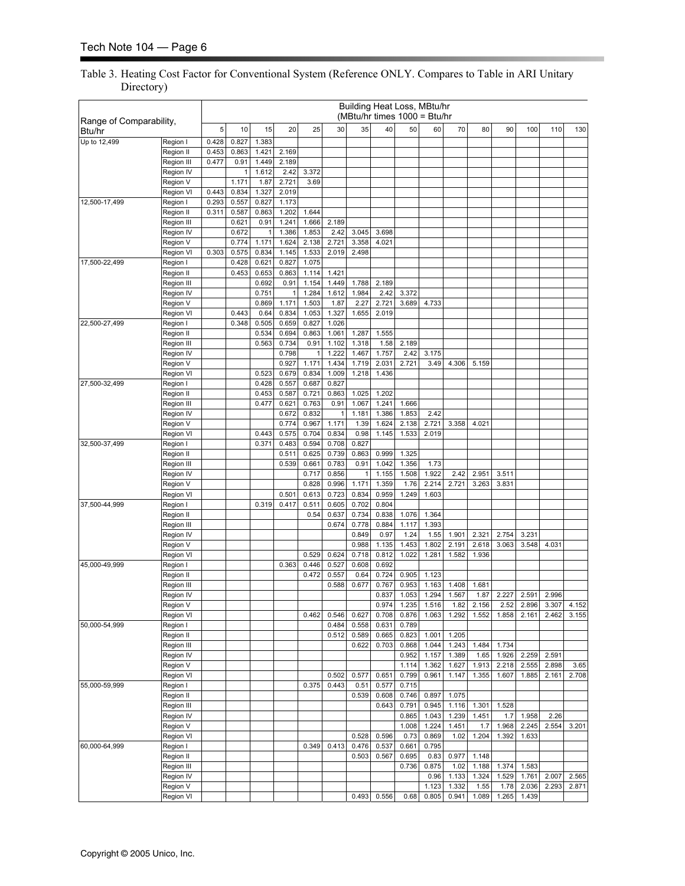Table 3. Heating Cost Factor for Conventional System (Reference ONLY. Compares to Table in ARI Unitary Directory)

| Range of Comparability, Btu/hr | | Building Heat Loss, MBtu/hr (MBtu/hr times 1000 = Btu/hr | | | | | | | | | | | | | | | |
|---|---|---|---|---|---|---|---|---|---|---|---|---|---|---|---|---|---|
| | | 5 | 10 | 15 | 20 | 25 | 30 | 35 | 40 | 50 | 60 | 70 | 80 | 90 | 100 | 110 | 130 |
| Up to 12,499 | Region I | 0.428 | 0.827 | 1.383 | | | | | | | | | | | | | |
| | Region II | 0.453 | 0.863 | 1.421 | 2.169 | | | | | | | | | | | | |
| | Region III | 0.477 | 0.91 | 1.449 | 2.189 | | | | | | | | | | | | |
| | Region IV | | 1 | 1.612 | 2.42 | 3.372 | | | | | | | | | | | |
| | Region V | | 1.171 | 1.87 | 2.721 | 3.69 | | | | | | | | | | | |
| | Region VI | 0.443 | 0.834 | 1.327 | 2.019 | | | | | | | | | | | | |
| 12,500-17,499 | Region I | 0.293 | 0.557 | 0.827 | 1.173 | | | | | | | | | | | | |
| | Region II | 0.311 | 0.587 | 0.863 | 1.202 | 1.644 | | | | | | | | | | | |
| | Region III | | 0.621 | 0.91 | 1.241 | 1.666 | 2.189 | | | | | | | | | | |
| | Region IV | | 0.672 | 1 | 1.386 | 1.853 | 2.42 | 3.045 | 3.698 | | | | | | | | |
| | Region V | | 0.774 | 1.171 | 1.624 | 2.138 | 2.721 | 3.358 | 4.021 | | | | | | | | |
| | Region VI | 0.303 | 0.575 | 0.834 | 1.145 | 1.533 | 2.019 | 2.498 | | | | | | | | | |
| 17,500-22,499 | Region I | | 0.428 | 0.621 | 0.827 | 1.075 | | | | | | | | | | | |
| | Region II | | 0.453 | 0.653 | 0.863 | 1.114 | 1.421 | | | | | | | | | | |
| | Region III | | | 0.692 | 0.91 | 1.154 | 1.449 | 1.788 | 2.189 | | | | | | | | |
| | Region IV | | | 0.751 | 1 | 1.284 | 1.612 | 1.984 | 2.42 | 3.372 | | | | | | | |
| | Region V | | | 0.869 | 1.171 | 1.503 | 1.87 | 2.27 | 2.721 | 3.689 | 4.733 | | | | | | |
| | Region VI | | 0.443 | 0.64 | 0.834 | 1.053 | 1.327 | 1.655 | 2.019 | | | | | | | | |
| 22,500-27,499 | Region I | | 0.348 | 0.505 | 0.659 | 0.827 | 1.026 | | | | | | | | | | |
| | Region II | | | 0.534 | 0.694 | 0.863 | 1.061 | 1.287 | 1.555 | | | | | | | | |
| | Region III | | | 0.563 | 0.734 | 0.91 | 1.102 | 1.318 | 1.58 | 2.189 | | | | | | | |
| | Region IV | | | | 0.798 | 1 | 1.222 | 1.467 | 1.757 | 2.42 | 3.175 | | | | | | |
| | Region V | | | | 0.927 | 1.171 | 1.434 | 1.719 | 2.031 | 2.721 | 3.49 | 4.306 | 5.159 | | | | |
| | Region VI | | | 0.523 | 0.679 | 0.834 | 1.009 | 1.218 | 1.436 | | | | | | | | |
| 27,500-32,499 | Region I | | | 0.428 | 0.557 | 0.687 | 0.827 | | | | | | | | | | |
| | Region II | | | 0.453 | 0.587 | 0.721 | 0.863 | 1.025 | 1.202 | | | | | | | | |
| | Region III | | | 0.477 | 0.621 | 0.763 | 0.91 | 1.067 | 1.241 | 1.666 | | | | | | | |
| | Region IV | | | | 0.672 | 0.832 | 1 | 1.181 | 1.386 | 1.853 | 2.42 | | | | | | |
| | Region V | | | | 0.774 | 0.967 | 1.171 | 1.39 | 1.624 | 2.138 | 2.721 | 3.358 | 4.021 | | | | |
| | Region VI | | | 0.443 | 0.575 | 0.704 | 0.834 | 0.98 | 1.145 | 1.533 | 2.019 | | | | | | |
| 32,500-37,499 | Region I | | | 0.371 | 0.483 | 0.594 | 0.708 | 0.827 | | | | | | | | | |
| | Region II | | | | 0.511 | 0.625 | 0.739 | 0.863 | 0.999 | 1.325 | | | | | | | |
| | Region III | | | | 0.539 | 0.661 | 0.783 | 0.91 | 1.042 | 1.356 | 1.73 | | | | | | |
| | Region IV | | | | | 0.717 | 0.856 | 1 | 1.155 | 1.508 | 1.922 | 2.42 | 2.951 | 3.511 | | | |
| | Region V | | | | | 0.828 | 0.996 | 1.171 | 1.359 | 1.76 | 2.214 | 2.721 | 3.263 | 3.831 | | | |
| | Region VI | | | | 0.501 | 0.613 | 0.723 | 0.834 | 0.959 | 1.249 | 1.603 | | | | | | |
| 37,500-44,999 | Region I | | | 0.319 | 0.417 | 0.511 | 0.605 | 0.702 | 0.804 | | | | | | | | |
| | Region II | | | | | 0.54 | 0.637 | 0.734 | 0.838 | 1.076 | 1.364 | | | | | | |
| | Region III | | | | | | 0.674 | 0.778 | 0.884 | 1.117 | 1.393 | | | | | | |
| | Region IV | | | | | | | 0.849 | 0.97 | 1.24 | 1.55 | 1.901 | 2.321 | 2.754 | 3.231 | | |
| | Region V | | | | | | | 0.988 | 1.135 | 1.453 | 1.802 | 2.191 | 2.618 | 3.063 | 3.548 | 4.031 | |
| | Region VI | | | | | 0.529 | 0.624 | 0.718 | 0.812 | 1.022 | 1.281 | 1.582 | 1.936 | | | | |
| 45,000-49,999 | Region I | | | | 0.363 | 0.446 | 0.527 | 0.608 | 0.692 | | | | | | | | |
| | Region II | | | | | 0.472 | 0.557 | 0.64 | 0.724 | 0.905 | 1.123 | | | | | | |
| | Region III | | | | | | 0.588 | 0.677 | 0.767 | 0.953 | 1.163 | 1.408 | 1.681 | | | | |
| | Region IV | | | | | | | | 0.837 | 1.053 | 1.294 | 1.567 | 1.87 | 2.227 | 2.591 | 2.996 | |
| | Region V | | | | | | | | 0.974 | 1.235 | 1.516 | 1.82 | 2.156 | 2.52 | 2.896 | 3.307 | 4.152 |
| | Region VI | | | | | 0.462 | 0.546 | 0.627 | 0.708 | 0.876 | 1.063 | 1.292 | 1.552 | 1.858 | 2.161 | 2.462 | 3.155 |
| 50,000-54,999 | Region I | | | | | | 0.484 | 0.558 | 0.631 | 0.789 | | | | | | | |
| | Region II | | | | | | 0.512 | 0.589 | 0.665 | 0.823 | 1.001 | 1.205 | | | | | |
| | Region III | | | | | | | 0.622 | 0.703 | 0.868 | 1.044 | 1.243 | 1.484 | 1.734 | | | |
| | Region IV | | | | | | | | | 0.952 | 1.157 | 1.389 | 1.65 | 1.926 | 2.259 | 2.591 | |
| | Region V | | | | | | | | | 1.114 | 1.362 | 1.627 | 1.913 | 2.218 | 2.555 | 2.898 | 3.65 |
| | Region VI | | | | | | 0.502 | 0.577 | 0.651 | 0.799 | 0.961 | 1.147 | 1.355 | 1.607 | 1.885 | 2.161 | 2.708 |
| 55,000-59,999 | Region I | | | | | 0.375 | 0.443 | 0.51 | 0.577 | 0.715 | | | | | | | |
| | Region II | | | | | | | 0.539 | 0.608 | 0.746 | 0.897 | 1.075 | | | | | |
| | Region III | | | | | | | | 0.643 | 0.791 | 0.945 | 1.116 | 1.301 | 1.528 | | | |
| | Region IV | | | | | | | | | 0.865 | 1.043 | 1.239 | 1.451 | 1.7 | 1.958 | 2.26 | |
| | Region V | | | | | | | | | 1.008 | 1.224 | 1.451 | 1.7 | 1.968 | 2.245 | 2.554 | 3.201 |
| | Region VI | | | | | | | 0.528 | 0.596 | 0.73 | 0.869 | 1.02 | 1.204 | 1.392 | 1.633 | | |
| 60,000-64,999 | Region I | | | | | 0.349 | 0.413 | 0.476 | 0.537 | 0.661 | 0.795 | | | | | | |
| | Region II | | | | | | | 0.503 | 0.567 | 0.695 | 0.83 | 0.977 | 1.148 | | | | |
| | Region III | | | | | | | | | 0.736 | 0.875 | 1.02 | 1.188 | 1.374 | 1.583 | | |
| | Region IV | | | | | | | | | | 0.96 | 1.133 | 1.324 | 1.529 | 1.761 | 2.007 | 2.565 |
| | Region V | | | | | | | | | | 1.123 | 1.332 | 1.55 | 1.78 | 2.036 | 2.293 | 2.871 |
| | Region VI | | | | | | | 0.493 | 0.556 | 0.68 | 0.805 | 0.941 | 1.089 | 1.265 | 1.439 | | |

Copyright © 2005 Unico, Inc.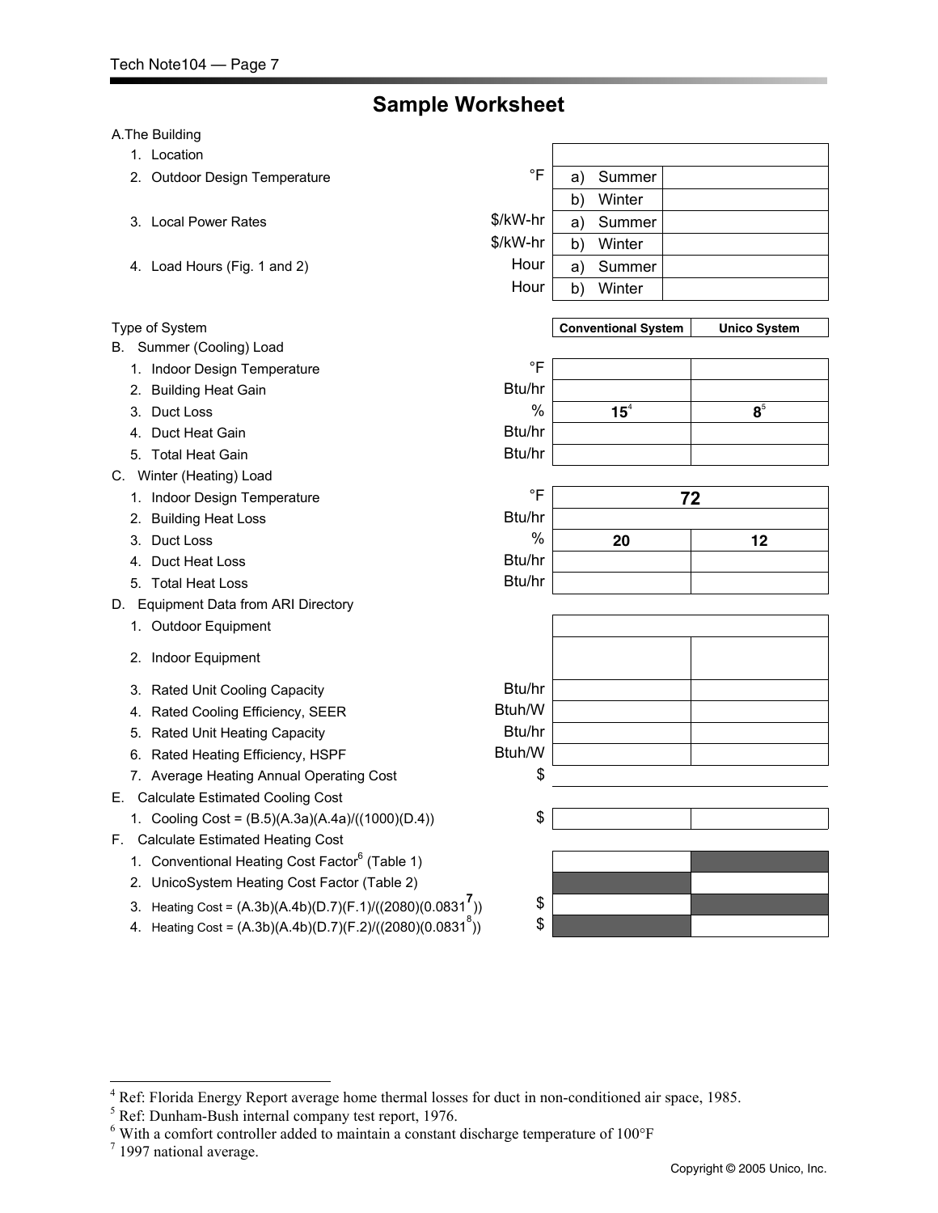# Sample Worksheet

A. The Building

| | | | |
|---|---|---|---|
| 1. Location | | | |
| 2. Outdoor Design Temperature | °F | a) Summer | |
| | | b) Winter | |
| 3. Local Power Rates | $/kW-hr | a) Summer | |
| | $/kW-hr | b) Winter | |
| 4. Load Hours (Fig. 1 and 2) | Hour | a) Summer | |
| | Hour | b) Winter | |

| Type of System | | **Conventional System** | **Unico System** |
|---|---|---|---|
| **B. Summer (Cooling) Load** | | | |
| 1. Indoor Design Temperature | °F | | |
| 2. Building Heat Gain | Btu/hr | | |
| 3. Duct Loss | % | **15**[4] | **8**[5] |
| 4. Duct Heat Gain | Btu/hr | | |
| 5. Total Heat Gain | Btu/hr | | |
| **C. Winter (Heating) Load** | | | |
| 1. Indoor Design Temperature | °F | **72** | |
| 2. Building Heat Loss | Btu/hr | | |
| 3. Duct Loss | % | **20** | **12** |
| 4. Duct Heat Loss | Btu/hr | | |
| 5. Total Heat Loss | Btu/hr | | |
| **D. Equipment Data from ARI Directory** | | | |
| 1. Outdoor Equipment | | | |
| 2. Indoor Equipment | | | |
| 3. Rated Unit Cooling Capacity | Btu/hr | | |
| 4. Rated Cooling Efficiency, SEER | Btuh/W | | |
| 5. Rated Unit Heating Capacity | Btu/hr | | |
| 6. Rated Heating Efficiency, HSPF | Btuh/W | | |
| 7. Average Heating Annual Operating Cost | $ | | |
| **E. Calculate Estimated Cooling Cost** | | | |
| 1. Cooling Cost = (B.5)(A.3a)(A.4a)/((1000)(D.4)) | $ | | |
| **F. Calculate Estimated Heating Cost** | | | |
| 1. Conventional Heating Cost Factor[6] (Table 1) | | | (shaded) |
| 2. UnicoSystem Heating Cost Factor (Table 2) | | (shaded) | |
| 3. Heating Cost = (A.3b)(A.4b)(D.7)(F.1)/((2080)(0.0831[7])) | $ | | (shaded) |
| 4. Heating Cost = (A.3b)(A.4b)(D.7)(F.2)/((2080)(0.0831[8])) | $ | (shaded) | |

[4] Ref: Florida Energy Report average home thermal losses for duct in non-conditioned air space, 1985.

[5] Ref: Dunham-Bush internal company test report, 1976.

[6] With a comfort controller added to maintain a constant discharge temperature of 100°F

[7] 1997 national average.

Copyright © 2005 Unico, Inc.